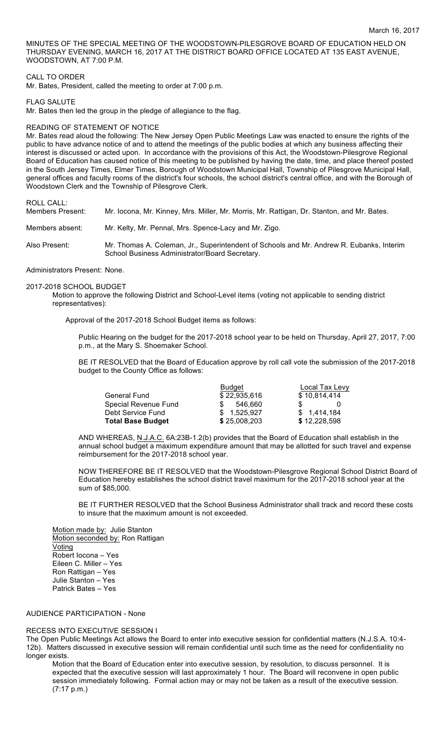March 16, 2017

MINUTES OF THE SPECIAL MEETING OF THE WOODSTOWN-PILESGROVE BOARD OF EDUCATION HELD ON THURSDAY EVENING, MARCH 16, 2017 AT THE DISTRICT BOARD OFFICE LOCATED AT 135 EAST AVENUE, WOODSTOWN, AT 7:00 P.M.

CALL TO ORDER

Mr. Bates, President, called the meeting to order at 7:00 p.m.

FLAG SALUTE

Mr. Bates then led the group in the pledge of allegiance to the flag.

READING OF STATEMENT OF NOTICE

Mr. Bates read aloud the following: The New Jersey Open Public Meetings Law was enacted to ensure the rights of the public to have advance notice of and to attend the meetings of the public bodies at which any business affecting their interest is discussed or acted upon. In accordance with the provisions of this Act, the Woodstown-Pilesgrove Regional Board of Education has caused notice of this meeting to be published by having the date, time, and place thereof posted in the South Jersey Times, Elmer Times, Borough of Woodstown Municipal Hall, Township of Pilesgrove Municipal Hall, general offices and faculty rooms of the district's four schools, the school district's central office, and with the Borough of Woodstown Clerk and the Township of Pilesgrove Clerk.

ROLL CALL:

Members Present: Mr. Iocona, Mr. Kinney, Mrs. Miller, Mr. Morris, Mr. Rattigan, Dr. Stanton, and Mr. Bates.

Members absent: Mr. Kelty, Mr. Pennal, Mrs. Spence-Lacy and Mr. Zigo.

Also Present: Mr. Thomas A. Coleman, Jr., Superintendent of Schools and Mr. Andrew R. Eubanks, Interim School Business Administrator/Board Secretary.

Administrators Present: None.

2017-2018 SCHOOL BUDGET

Motion to approve the following District and School-Level items (voting not applicable to sending district representatives):

Approval of the 2017-2018 School Budget items as follows:

Public Hearing on the budget for the 2017-2018 school year to be held on Thursday, April 27, 2017, 7:00 p.m., at the Mary S. Shoemaker School.

BE IT RESOLVED that the Board of Education approve by roll call vote the submission of the 2017-2018 budget to the County Office as follows:

| | Budget | Local Tax Levy |
|---|---|---|
| General Fund | $ 22,935,616 | $ 10,814,414 |
| Special Revenue Fund | $ 546,660 | $ 0 |
| Debt Service Fund | $ 1,525,927 | $ 1,414,184 |
| **Total Base Budget** | **$** 25,008,203 | **$** 12,228,598 |

AND WHEREAS, N.J.A.C. 6A:23B-1.2(b) provides that the Board of Education shall establish in the annual school budget a maximum expenditure amount that may be allotted for such travel and expense reimbursement for the 2017-2018 school year.

NOW THEREFORE BE IT RESOLVED that the Woodstown-Pilesgrove Regional School District Board of Education hereby establishes the school district travel maximum for the 2017-2018 school year at the sum of $85,000.

BE IT FURTHER RESOLVED that the School Business Administrator shall track and record these costs to insure that the maximum amount is not exceeded.

Motion made by: Julie Stanton
Motion seconded by: Ron Rattigan
Voting
Robert Iocona – Yes
Eileen C. Miller – Yes
Ron Rattigan – Yes
Julie Stanton – Yes
Patrick Bates – Yes

AUDIENCE PARTICIPATION - None

RECESS INTO EXECUTIVE SESSION I

The Open Public Meetings Act allows the Board to enter into executive session for confidential matters (N.J.S.A. 10:4-12b). Matters discussed in executive session will remain confidential until such time as the need for confidentiality no longer exists.

Motion that the Board of Education enter into executive session, by resolution, to discuss personnel. It is expected that the executive session will last approximately 1 hour. The Board will reconvene in open public session immediately following. Formal action may or may not be taken as a result of the executive session. (7:17 p.m.)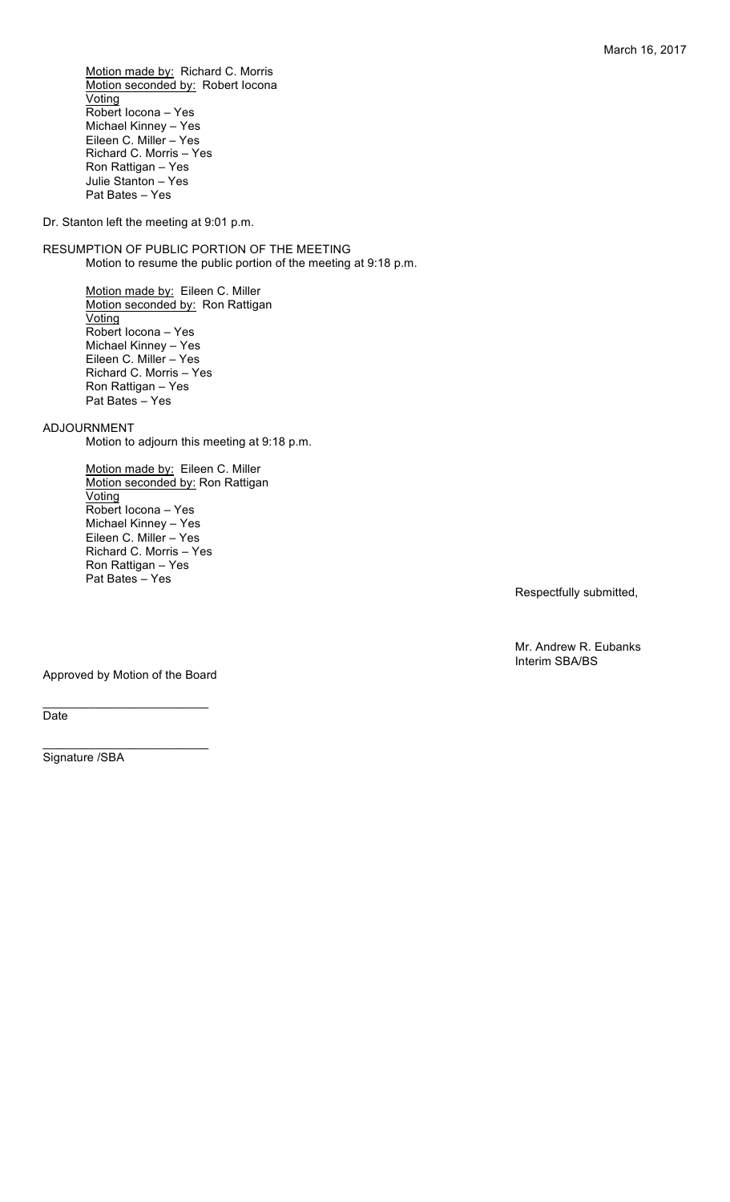March 16, 2017

Motion made by: Richard C. Morris
Motion seconded by: Robert Iocona
Voting
Robert Iocona – Yes
Michael Kinney – Yes
Eileen C. Miller – Yes
Richard C. Morris – Yes
Ron Rattigan – Yes
Julie Stanton – Yes
Pat Bates – Yes

Dr. Stanton left the meeting at 9:01 p.m.

RESUMPTION OF PUBLIC PORTION OF THE MEETING

Motion to resume the public portion of the meeting at 9:18 p.m.

Motion made by: Eileen C. Miller
Motion seconded by: Ron Rattigan
Voting
Robert Iocona – Yes
Michael Kinney – Yes
Eileen C. Miller – Yes
Richard C. Morris – Yes
Ron Rattigan – Yes
Pat Bates – Yes

ADJOURNMENT

Motion to adjourn this meeting at 9:18 p.m.

Motion made by: Eileen C. Miller
Motion seconded by: Ron Rattigan
Voting
Robert Iocona – Yes
Michael Kinney – Yes
Eileen C. Miller – Yes
Richard C. Morris – Yes
Ron Rattigan – Yes
Pat Bates – Yes

Respectfully submitted,

Mr. Andrew R. Eubanks
Interim SBA/BS

Approved by Motion of the Board

\_\_\_\_\_\_\_\_\_\_\_\_\_\_\_\_\_\_\_\_\_\_\_\_\_
Date

\_\_\_\_\_\_\_\_\_\_\_\_\_\_\_\_\_\_\_\_\_\_\_\_\_
Signature /SBA